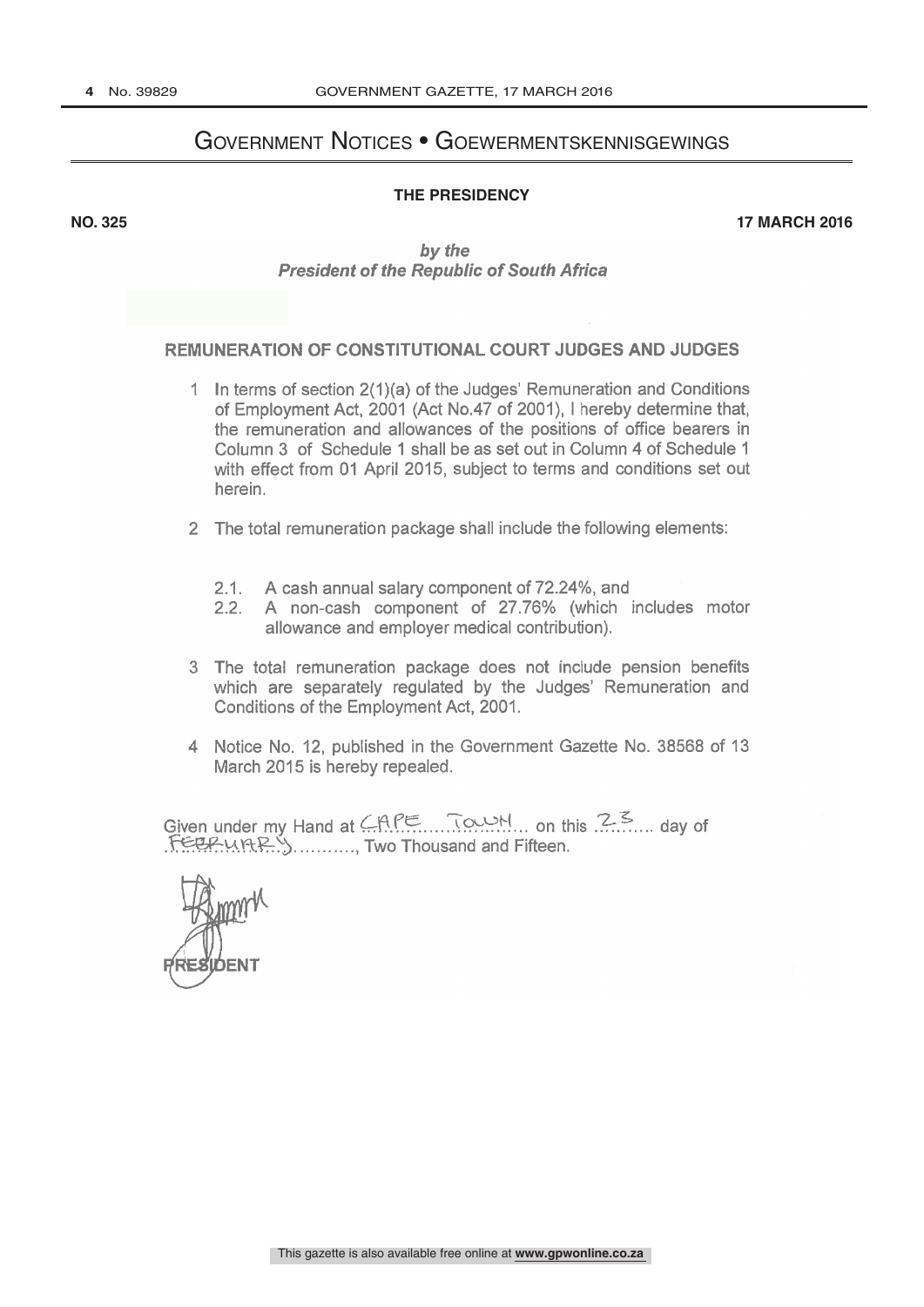# Government Notices • Goewermentskennisgewings

## THE PRESIDENCY

**NO. 325** **17 MARCH 2016**

*by the*
***President of the Republic of South Africa***

### REMUNERATION OF CONSTITUTIONAL COURT JUDGES AND JUDGES

1 In terms of section 2(1)(a) of the Judges' Remuneration and Conditions of Employment Act, 2001 (Act No.47 of 2001), I hereby determine that, the remuneration and allowances of the positions of office bearers in Column 3 of Schedule 1 shall be as set out in Column 4 of Schedule 1 with effect from 01 April 2015, subject to terms and conditions set out herein.

2 The total remuneration package shall include the following elements:

2.1. A cash annual salary component of 72.24%, and
2.2. A non-cash component of 27.76% (which includes motor allowance and employer medical contribution).

3 The total remuneration package does not include pension benefits which are separately regulated by the Judges' Remuneration and Conditions of the Employment Act, 2001.

4 Notice No. 12, published in the Government Gazette No. 38568 of 13 March 2015 is hereby repealed.

Given under my Hand at CAPE TOWN on this 23 day of FEBRUARY, Two Thousand and Fifteen.

PRESIDENT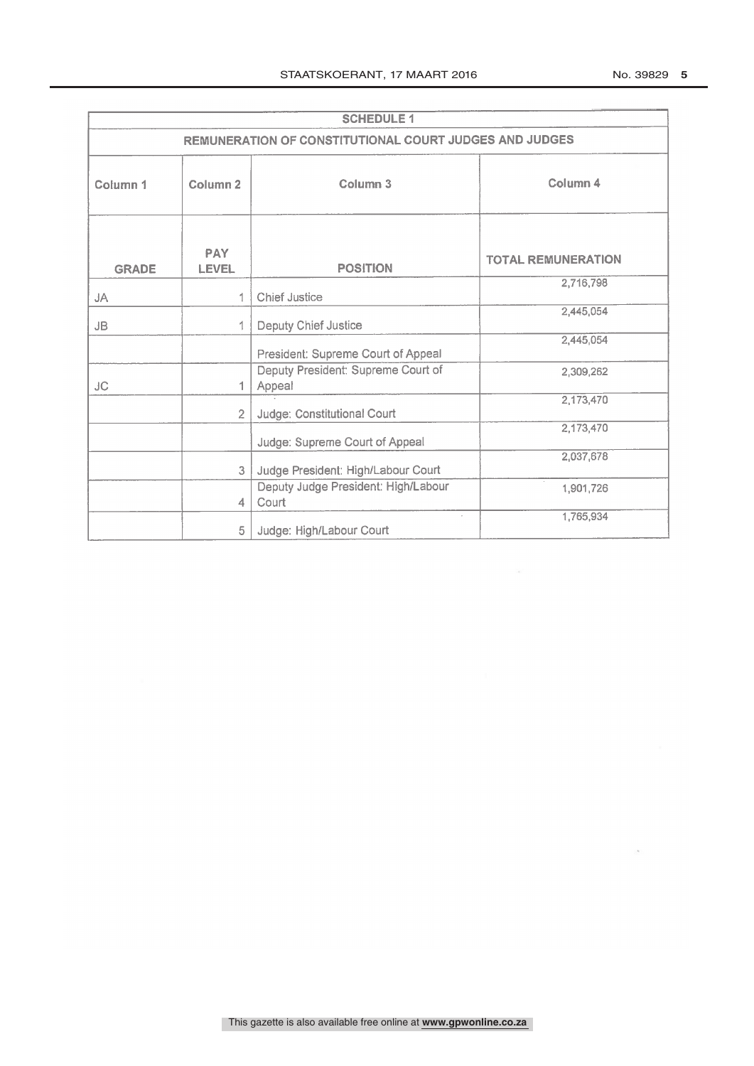| SCHEDULE 1 | | | |
|---|---|---|---|
| **REMUNERATION OF CONSTITUTIONAL COURT JUDGES AND JUDGES** | | | |
| **Column 1** | **Column 2** | **Column 3** | **Column 4** |
| **GRADE** | **PAY LEVEL** | **POSITION** | **TOTAL REMUNERATION** |
| JA | 1 | Chief Justice | 2,716,798 |
| JB | 1 | Deputy Chief Justice | 2,445,054 |
| | | President: Supreme Court of Appeal | 2,445,054 |
| JC | 1 | Deputy President: Supreme Court of Appeal | 2,309,262 |
| | 2 | Judge: Constitutional Court | 2,173,470 |
| | | Judge: Supreme Court of Appeal | 2,173,470 |
| | 3 | Judge President: High/Labour Court | 2,037,678 |
| | 4 | Deputy Judge President: High/Labour Court | 1,901,726 |
| | 5 | Judge: High/Labour Court | 1,765,934 |